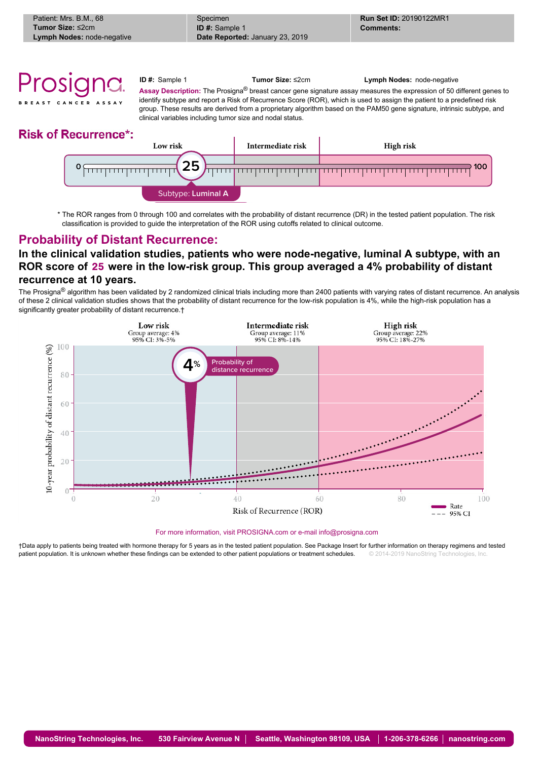| Patient: Mrs. B.M., 68<br>**Tumor Size:** ≤2cm<br>**Lymph Nodes:** node-negative | Specimen<br>**ID #:** Sample 1<br>**Date Reported:** January 23, 2019 | **Run Set ID:** 20190122MR1<br>**Comments:** |
|---|---|---|

# Prosigna

BREAST CANCER ASSAY

**ID #:** Sample 1 **Tumor Size:** ≤2cm **Lymph Nodes:** node-negative

**Assay Description:** The Prosigna® breast cancer gene signature assay measures the expression of 50 different genes to identify subtype and report a Risk of Recurrence Score (ROR), which is used to assign the patient to a predefined risk group. These results are derived from a proprietary algorithm based on the PAM50 gene signature, intrinsic subtype, and clinical variables including tumor size and nodal status.

## Risk of Recurrence*:

Low risk | Intermediate risk | High risk

0 — **25** — 100

Subtype: Luminal A

\* The ROR ranges from 0 through 100 and correlates with the probability of distant recurrence (DR) in the tested patient population. The risk classification is provided to guide the interpretation of the ROR using cutoffs related to clinical outcome.

## Probability of Distant Recurrence:

### In the clinical validation studies, patients who were node-negative, luminal A subtype, with an ROR score of 25 were in the low-risk group. This group averaged a 4% probability of distant recurrence at 10 years.

The Prosigna® algorithm has been validated by 2 randomized clinical trials including more than 2400 patients with varying rates of distant recurrence. An analysis of these 2 clinical validation studies shows that the probability of distant recurrence for the low-risk population is 4%, while the high-risk population has a significantly greater probability of distant recurrence.†

| Low risk | Intermediate risk | High risk |
|---|---|---|
| Group average: 4% | Group average: 11% | Group average: 22% |
| 95% CI: 3%-5% | 95% CI: 8%-14% | 95% CI: 18%-27% |

4% Probability of distance recurrence

Y-axis: 10-year probability of distant recurrence (%); X-axis: Risk of Recurrence (ROR). Legend: Rate; 95% CI

For more information, visit PROSIGNA.com or e-mail info@prosigna.com

†Data apply to patients being treated with hormone therapy for 5 years as in the tested patient population. See Package Insert for further information on therapy regimens and tested patient population. It is unknown whether these findings can be extended to other patient populations or treatment schedules. © 2014-2019 NanoString Technologies, Inc.

NanoString Technologies, Inc. | 530 Fairview Avenue N | Seattle, Washington 98109, USA | 1-206-378-6266 | nanostring.com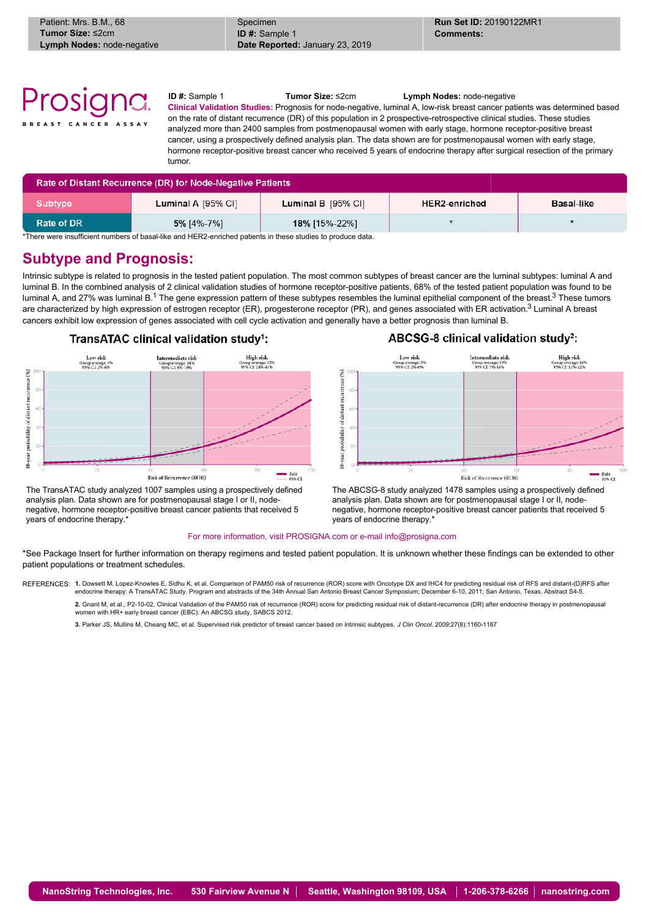| | | |
|---|---|---|
| Patient: Mrs. B.M., 68 | Specimen | **Run Set ID:** 20190122MR1 |
| **Tumor Size:** ≤2cm | **ID #:** Sample 1 | **Comments:** |
| **Lymph Nodes:** node-negative | **Date Reported:** January 23, 2019 | |

Prosigna
BREAST CANCER ASSAY

**ID #:** Sample 1 **Tumor Size:** ≤2cm **Lymph Nodes:** node-negative

**Clinical Validation Studies:** Prognosis for node-negative, luminal A, low-risk breast cancer patients was determined based on the rate of distant recurrence (DR) of this population in 2 prospective-retrospective clinical studies. These studies analyzed more than 2400 samples from postmenopausal women with early stage, hormone receptor-positive breast cancer, using a prospectively defined analysis plan. The data shown are for postmenopausal women with early stage, hormone receptor-positive breast cancer who received 5 years of endocrine therapy after surgical resection of the primary tumor.

| Rate of Distant Recurrence (DR) for Node-Negative Patients | | | | |
|---|---|---|---|---|
| Subtype | Luminal A [95% CI] | Luminal B [95% CI] | HER2-enriched | Basal-like |
| Rate of DR | **5%** [4%-7%] | **18%** [15%-22%] | * | * |

*There were insufficient numbers of basal-like and HER2-enriched patients in these studies to produce data.

## Subtype and Prognosis:

Intrinsic subtype is related to prognosis in the tested patient population. The most common subtypes of breast cancer are the luminal subtypes: luminal A and luminal B. In the combined analysis of 2 clinical validation studies of hormone receptor-positive patients, 68% of the tested patient population was found to be luminal A, and 27% was luminal B.[1] The gene expression pattern of these subtypes resembles the luminal epithelial component of the breast.[3] These tumors are characterized by high expression of estrogen receptor (ER), progesterone receptor (PR), and genes associated with ER activation.[3] Luminal A breast cancers exhibit low expression of genes associated with cell cycle activation and generally have a better prognosis than luminal B.

### TransATAC clinical validation study[1]:

Low risk
Group average: 4%
95% CI: 2%-6%
Intermediate risk
Group average: 14%
95% CI: 8%-19%
High risk
Group average: 33%
95% CI: 24%-41%
10-year probability of distant recurrence (%)
0 20 40 60 80 100
Risk of Recurrence (ROR)
0 20 40 60 80 100
Rate
95% CI

The TransATAC study analyzed 1007 samples using a prospectively defined analysis plan. Data shown are for postmenopausal stage I or II, node-negative, hormone receptor-positive breast cancer patients that received 5 years of endocrine therapy.*

### ABCSG-8 clinical validation study[2]:

Low risk
Group average: 3%
95% CI: 2%-6%
Intermediate risk
Group average: 10%
95% CI: 7%-14%
High risk
Group average: 16%
95% CI: 11%-22%
10-year probability of distant recurrence (%)
0 20 40 60 80 100
Risk of Recurrence (ROR)
0 20 40 60 80 100
Rate
95% CI

The ABCSG-8 study analyzed 1478 samples using a prospectively defined analysis plan. Data shown are for postmenopausal stage I or II, node-negative, hormone receptor-positive breast cancer patients that received 5 years of endocrine therapy.*

For more information, visit PROSIGNA.com or e-mail info@prosigna.com

*See Package Insert for further information on therapy regimens and tested patient population. It is unknown whether these findings can be extended to other patient populations or treatment schedules.

REFERENCES:

1. Dowsett M, Lopez-Knowles E, Sidhu K, et al. Comparison of PAM50 risk of recurrence (ROR) score with Oncotype DX and IHC4 for predicting residual risk of RFS and distant-(D)RFS after endocrine therapy: A TransATAC Study. Program and abstracts of the 34th Annual San Antonio Breast Cancer Symposium; December 6-10, 2011; San Antonio, Texas. Abstract S4-5.
2. Gnant M, et al., P2-10-02, Clinical Validation of the PAM50 risk of recurrence (ROR) score for predicting residual risk of distant-recurrence (DR) after endocrine therapy in postmenopausal women with HR+ early breast cancer (EBC): An ABCSG study, SABCS 2012.
3. Parker JS, Mullins M, Cheang MC, et al. Supervised risk predictor of breast cancer based on intrinsic subtypes. *J Clin Oncol*. 2009;27(8):1160-1167

NanoString Technologies, Inc. | 530 Fairview Avenue N | Seattle, Washington 98109, USA | 1-206-378-6266 | nanostring.com